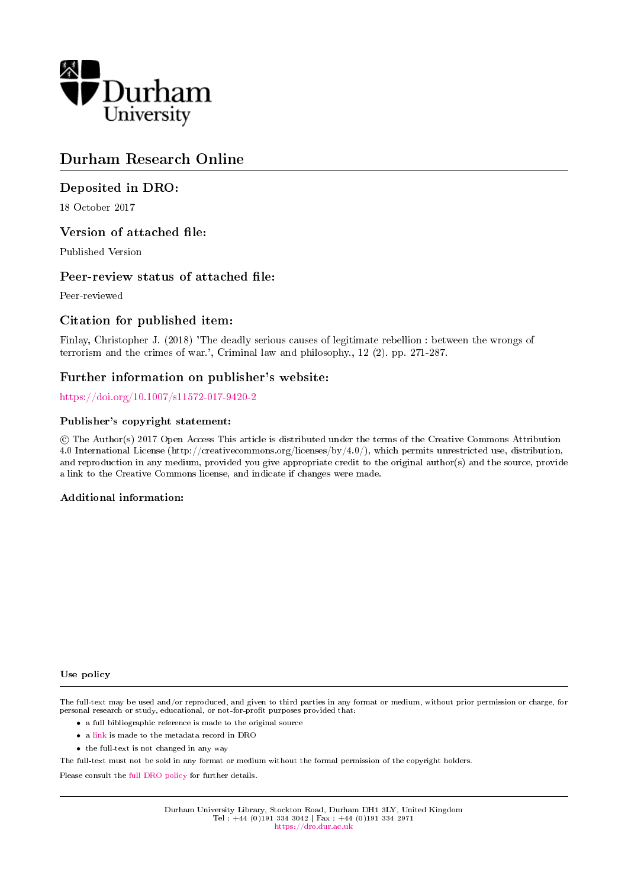Durham
University

# Durham Research Online

## Deposited in DRO:

18 October 2017

## Version of attached file:

Published Version

## Peer-review status of attached file:

Peer-reviewed

## Citation for published item:

Finlay, Christopher J. (2018) 'The deadly serious causes of legitimate rebellion : between the wrongs of terrorism and the crimes of war.', Criminal law and philosophy., 12 (2). pp. 271-287.

## Further information on publisher's website:

https://doi.org/10.1007/s11572-017-9420-2

### Publisher's copyright statement:

© The Author(s) 2017 Open Access This article is distributed under the terms of the Creative Commons Attribution 4.0 International License (http://creativecommons.org/licenses/by/4.0/), which permits unrestricted use, distribution, and reproduction in any medium, provided you give appropriate credit to the original author(s) and the source, provide a link to the Creative Commons license, and indicate if changes were made.

### Additional information:

#### Use policy

The full-text may be used and/or reproduced, and given to third parties in any format or medium, without prior permission or charge, for personal research or study, educational, or not-for-profit purposes provided that:

- a full bibliographic reference is made to the original source
- a link is made to the metadata record in DRO
- the full-text is not changed in any way

The full-text must not be sold in any format or medium without the formal permission of the copyright holders.

Please consult the full DRO policy for further details.

Durham University Library, Stockton Road, Durham DH1 3LY, United Kingdom
Tel : +44 (0)191 334 3042 | Fax : +44 (0)191 334 2971
https://dro.dur.ac.uk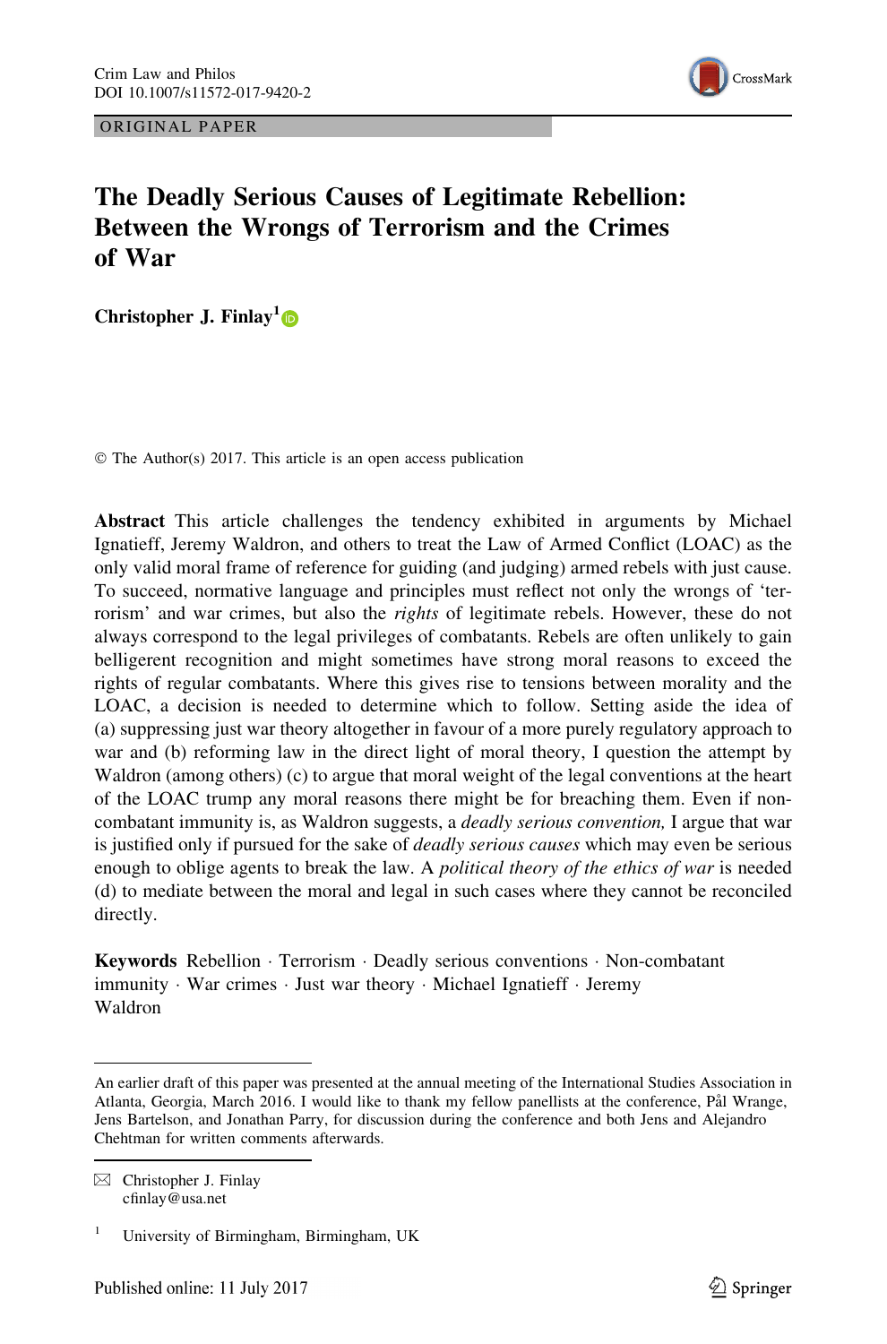ORIGINAL PAPER

# The Deadly Serious Causes of Legitimate Rebellion: Between the Wrongs of Terrorism and the Crimes of War

**Christopher J. Finlay**[1]

© The Author(s) 2017. This article is an open access publication

**Abstract** This article challenges the tendency exhibited in arguments by Michael Ignatieff, Jeremy Waldron, and others to treat the Law of Armed Conflict (LOAC) as the only valid moral frame of reference for guiding (and judging) armed rebels with just cause. To succeed, normative language and principles must reflect not only the wrongs of 'terrorism' and war crimes, but also the *rights* of legitimate rebels. However, these do not always correspond to the legal privileges of combatants. Rebels are often unlikely to gain belligerent recognition and might sometimes have strong moral reasons to exceed the rights of regular combatants. Where this gives rise to tensions between morality and the LOAC, a decision is needed to determine which to follow. Setting aside the idea of (a) suppressing just war theory altogether in favour of a more purely regulatory approach to war and (b) reforming law in the direct light of moral theory, I question the attempt by Waldron (among others) (c) to argue that moral weight of the legal conventions at the heart of the LOAC trump any moral reasons there might be for breaching them. Even if non-combatant immunity is, as Waldron suggests, a *deadly serious convention,* I argue that war is justified only if pursued for the sake of *deadly serious causes* which may even be serious enough to oblige agents to break the law. A *political theory of the ethics of war* is needed (d) to mediate between the moral and legal in such cases where they cannot be reconciled directly.

**Keywords** Rebellion · Terrorism · Deadly serious conventions · Non-combatant immunity · War crimes · Just war theory · Michael Ignatieff · Jeremy Waldron

---

An earlier draft of this paper was presented at the annual meeting of the International Studies Association in Atlanta, Georgia, March 2016. I would like to thank my fellow panellists at the conference, Pål Wrange, Jens Bartelson, and Jonathan Parry, for discussion during the conference and both Jens and Alejandro Chehtman for written comments afterwards.

---

✉ Christopher J. Finlay
cfinlay@usa.net

[1] University of Birmingham, Birmingham, UK

Published online: 11 July 2017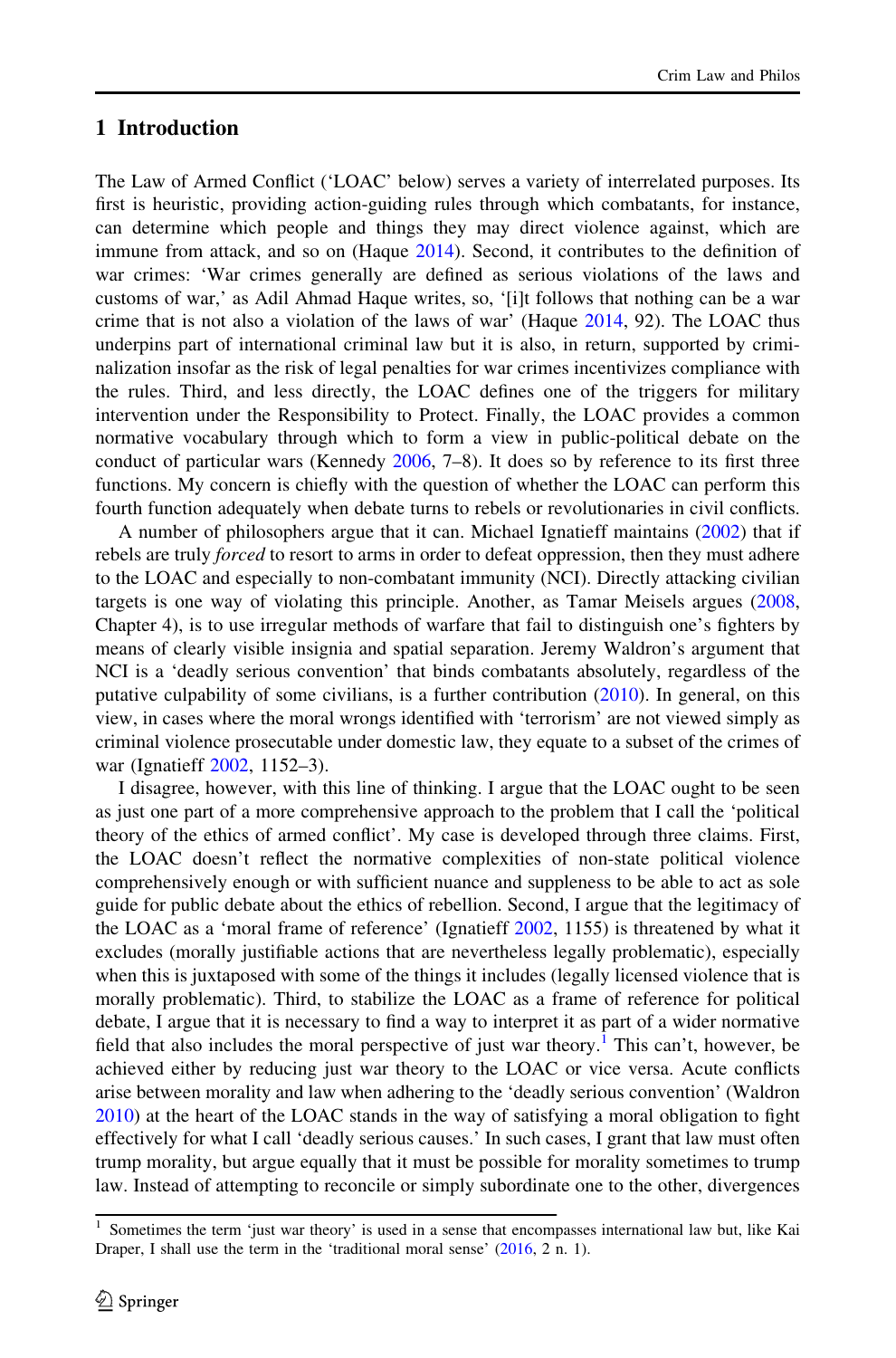## 1 Introduction

The Law of Armed Conflict ('LOAC' below) serves a variety of interrelated purposes. Its first is heuristic, providing action-guiding rules through which combatants, for instance, can determine which people and things they may direct violence against, which are immune from attack, and so on (Haque 2014). Second, it contributes to the definition of war crimes: 'War crimes generally are defined as serious violations of the laws and customs of war,' as Adil Ahmad Haque writes, so, '[i]t follows that nothing can be a war crime that is not also a violation of the laws of war' (Haque 2014, 92). The LOAC thus underpins part of international criminal law but it is also, in return, supported by criminalization insofar as the risk of legal penalties for war crimes incentivizes compliance with the rules. Third, and less directly, the LOAC defines one of the triggers for military intervention under the Responsibility to Protect. Finally, the LOAC provides a common normative vocabulary through which to form a view in public-political debate on the conduct of particular wars (Kennedy 2006, 7–8). It does so by reference to its first three functions. My concern is chiefly with the question of whether the LOAC can perform this fourth function adequately when debate turns to rebels or revolutionaries in civil conflicts.

A number of philosophers argue that it can. Michael Ignatieff maintains (2002) that if rebels are truly *forced* to resort to arms in order to defeat oppression, then they must adhere to the LOAC and especially to non-combatant immunity (NCI). Directly attacking civilian targets is one way of violating this principle. Another, as Tamar Meisels argues (2008, Chapter 4), is to use irregular methods of warfare that fail to distinguish one's fighters by means of clearly visible insignia and spatial separation. Jeremy Waldron's argument that NCI is a 'deadly serious convention' that binds combatants absolutely, regardless of the putative culpability of some civilians, is a further contribution (2010). In general, on this view, in cases where the moral wrongs identified with 'terrorism' are not viewed simply as criminal violence prosecutable under domestic law, they equate to a subset of the crimes of war (Ignatieff 2002, 1152–3).

I disagree, however, with this line of thinking. I argue that the LOAC ought to be seen as just one part of a more comprehensive approach to the problem that I call the 'political theory of the ethics of armed conflict'. My case is developed through three claims. First, the LOAC doesn't reflect the normative complexities of non-state political violence comprehensively enough or with sufficient nuance and suppleness to be able to act as sole guide for public debate about the ethics of rebellion. Second, I argue that the legitimacy of the LOAC as a 'moral frame of reference' (Ignatieff 2002, 1155) is threatened by what it excludes (morally justifiable actions that are nevertheless legally problematic), especially when this is juxtaposed with some of the things it includes (legally licensed violence that is morally problematic). Third, to stabilize the LOAC as a frame of reference for political debate, I argue that it is necessary to find a way to interpret it as part of a wider normative field that also includes the moral perspective of just war theory.[1] This can't, however, be achieved either by reducing just war theory to the LOAC or vice versa. Acute conflicts arise between morality and law when adhering to the 'deadly serious convention' (Waldron 2010) at the heart of the LOAC stands in the way of satisfying a moral obligation to fight effectively for what I call 'deadly serious causes.' In such cases, I grant that law must often trump morality, but argue equally that it must be possible for morality sometimes to trump law. Instead of attempting to reconcile or simply subordinate one to the other, divergences

[1] Sometimes the term 'just war theory' is used in a sense that encompasses international law but, like Kai Draper, I shall use the term in the 'traditional moral sense' (2016, 2 n. 1).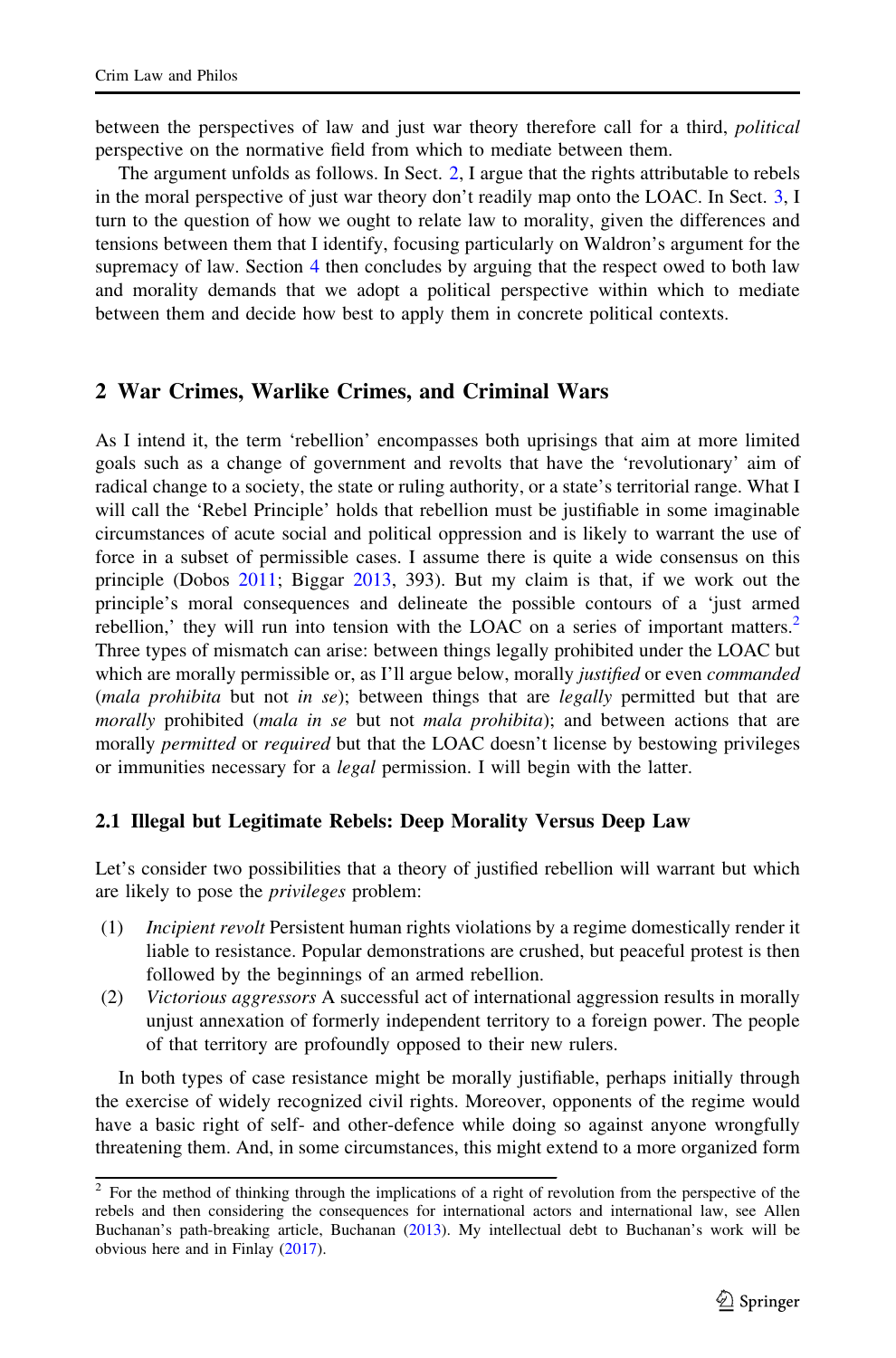between the perspectives of law and just war theory therefore call for a third, *political* perspective on the normative field from which to mediate between them.

The argument unfolds as follows. In Sect. 2, I argue that the rights attributable to rebels in the moral perspective of just war theory don't readily map onto the LOAC. In Sect. 3, I turn to the question of how we ought to relate law to morality, given the differences and tensions between them that I identify, focusing particularly on Waldron's argument for the supremacy of law. Section 4 then concludes by arguing that the respect owed to both law and morality demands that we adopt a political perspective within which to mediate between them and decide how best to apply them in concrete political contexts.

## 2 War Crimes, Warlike Crimes, and Criminal Wars

As I intend it, the term 'rebellion' encompasses both uprisings that aim at more limited goals such as a change of government and revolts that have the 'revolutionary' aim of radical change to a society, the state or ruling authority, or a state's territorial range. What I will call the 'Rebel Principle' holds that rebellion must be justifiable in some imaginable circumstances of acute social and political oppression and is likely to warrant the use of force in a subset of permissible cases. I assume there is quite a wide consensus on this principle (Dobos 2011; Biggar 2013, 393). But my claim is that, if we work out the principle's moral consequences and delineate the possible contours of a 'just armed rebellion,' they will run into tension with the LOAC on a series of important matters.[2] Three types of mismatch can arise: between things legally prohibited under the LOAC but which are morally permissible or, as I'll argue below, morally *justified* or even *commanded* (*mala prohibita* but not *in se*); between things that are *legally* permitted but that are *morally* prohibited (*mala in se* but not *mala prohibita*); and between actions that are morally *permitted* or *required* but that the LOAC doesn't license by bestowing privileges or immunities necessary for a *legal* permission. I will begin with the latter.

### 2.1 Illegal but Legitimate Rebels: Deep Morality Versus Deep Law

Let's consider two possibilities that a theory of justified rebellion will warrant but which are likely to pose the *privileges* problem:

(1) *Incipient revolt* Persistent human rights violations by a regime domestically render it liable to resistance. Popular demonstrations are crushed, but peaceful protest is then followed by the beginnings of an armed rebellion.

(2) *Victorious aggressors* A successful act of international aggression results in morally unjust annexation of formerly independent territory to a foreign power. The people of that territory are profoundly opposed to their new rulers.

In both types of case resistance might be morally justifiable, perhaps initially through the exercise of widely recognized civil rights. Moreover, opponents of the regime would have a basic right of self- and other-defence while doing so against anyone wrongfully threatening them. And, in some circumstances, this might extend to a more organized form

---

[2] For the method of thinking through the implications of a right of revolution from the perspective of the rebels and then considering the consequences for international actors and international law, see Allen Buchanan's path-breaking article, Buchanan (2013). My intellectual debt to Buchanan's work will be obvious here and in Finlay (2017).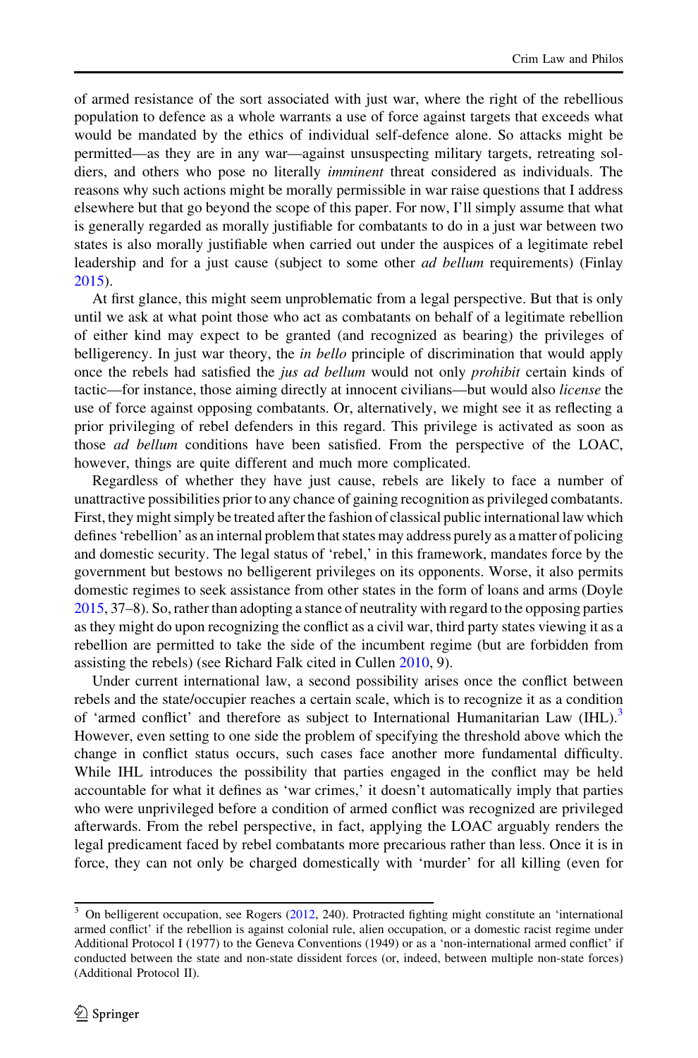of armed resistance of the sort associated with just war, where the right of the rebellious population to defence as a whole warrants a use of force against targets that exceeds what would be mandated by the ethics of individual self-defence alone. So attacks might be permitted—as they are in any war—against unsuspecting military targets, retreating soldiers, and others who pose no literally *imminent* threat considered as individuals. The reasons why such actions might be morally permissible in war raise questions that I address elsewhere but that go beyond the scope of this paper. For now, I'll simply assume that what is generally regarded as morally justifiable for combatants to do in a just war between two states is also morally justifiable when carried out under the auspices of a legitimate rebel leadership and for a just cause (subject to some other *ad bellum* requirements) (Finlay 2015).

At first glance, this might seem unproblematic from a legal perspective. But that is only until we ask at what point those who act as combatants on behalf of a legitimate rebellion of either kind may expect to be granted (and recognized as bearing) the privileges of belligerency. In just war theory, the *in bello* principle of discrimination that would apply once the rebels had satisfied the *jus ad bellum* would not only *prohibit* certain kinds of tactic—for instance, those aiming directly at innocent civilians—but would also *license* the use of force against opposing combatants. Or, alternatively, we might see it as reflecting a prior privileging of rebel defenders in this regard. This privilege is activated as soon as those *ad bellum* conditions have been satisfied. From the perspective of the LOAC, however, things are quite different and much more complicated.

Regardless of whether they have just cause, rebels are likely to face a number of unattractive possibilities prior to any chance of gaining recognition as privileged combatants. First, they might simply be treated after the fashion of classical public international law which defines 'rebellion' as an internal problem that states may address purely as a matter of policing and domestic security. The legal status of 'rebel,' in this framework, mandates force by the government but bestows no belligerent privileges on its opponents. Worse, it also permits domestic regimes to seek assistance from other states in the form of loans and arms (Doyle 2015, 37–8). So, rather than adopting a stance of neutrality with regard to the opposing parties as they might do upon recognizing the conflict as a civil war, third party states viewing it as a rebellion are permitted to take the side of the incumbent regime (but are forbidden from assisting the rebels) (see Richard Falk cited in Cullen 2010, 9).

Under current international law, a second possibility arises once the conflict between rebels and the state/occupier reaches a certain scale, which is to recognize it as a condition of 'armed conflict' and therefore as subject to International Humanitarian Law (IHL).[3] However, even setting to one side the problem of specifying the threshold above which the change in conflict status occurs, such cases face another more fundamental difficulty. While IHL introduces the possibility that parties engaged in the conflict may be held accountable for what it defines as 'war crimes,' it doesn't automatically imply that parties who were unprivileged before a condition of armed conflict was recognized are privileged afterwards. From the rebel perspective, in fact, applying the LOAC arguably renders the legal predicament faced by rebel combatants more precarious rather than less. Once it is in force, they can not only be charged domestically with 'murder' for all killing (even for

[3] On belligerent occupation, see Rogers (2012, 240). Protracted fighting might constitute an 'international armed conflict' if the rebellion is against colonial rule, alien occupation, or a domestic racist regime under Additional Protocol I (1977) to the Geneva Conventions (1949) or as a 'non-international armed conflict' if conducted between the state and non-state dissident forces (or, indeed, between multiple non-state forces) (Additional Protocol II).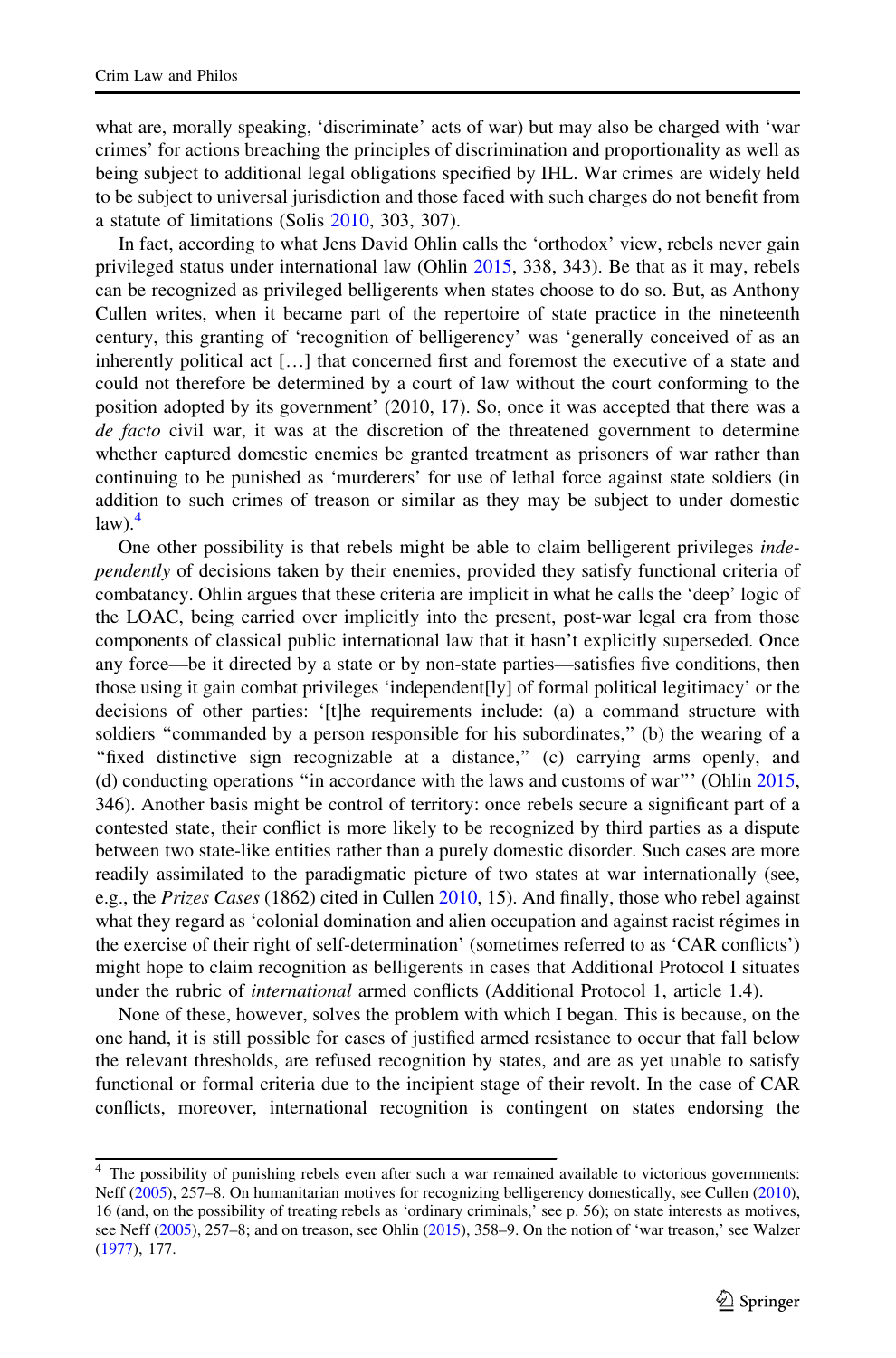what are, morally speaking, 'discriminate' acts of war) but may also be charged with 'war crimes' for actions breaching the principles of discrimination and proportionality as well as being subject to additional legal obligations specified by IHL. War crimes are widely held to be subject to universal jurisdiction and those faced with such charges do not benefit from a statute of limitations (Solis 2010, 303, 307).

In fact, according to what Jens David Ohlin calls the 'orthodox' view, rebels never gain privileged status under international law (Ohlin 2015, 338, 343). Be that as it may, rebels can be recognized as privileged belligerents when states choose to do so. But, as Anthony Cullen writes, when it became part of the repertoire of state practice in the nineteenth century, this granting of 'recognition of belligerency' was 'generally conceived of as an inherently political act […] that concerned first and foremost the executive of a state and could not therefore be determined by a court of law without the court conforming to the position adopted by its government' (2010, 17). So, once it was accepted that there was a *de facto* civil war, it was at the discretion of the threatened government to determine whether captured domestic enemies be granted treatment as prisoners of war rather than continuing to be punished as 'murderers' for use of lethal force against state soldiers (in addition to such crimes of treason or similar as they may be subject to under domestic law).[4]

One other possibility is that rebels might be able to claim belligerent privileges *independently* of decisions taken by their enemies, provided they satisfy functional criteria of combatancy. Ohlin argues that these criteria are implicit in what he calls the 'deep' logic of the LOAC, being carried over implicitly into the present, post-war legal era from those components of classical public international law that it hasn't explicitly superseded. Once any force—be it directed by a state or by non-state parties—satisfies five conditions, then those using it gain combat privileges 'independent[ly] of formal political legitimacy' or the decisions of other parties: '[t]he requirements include: (a) a command structure with soldiers "commanded by a person responsible for his subordinates," (b) the wearing of a "fixed distinctive sign recognizable at a distance," (c) carrying arms openly, and (d) conducting operations "in accordance with the laws and customs of war"' (Ohlin 2015, 346). Another basis might be control of territory: once rebels secure a significant part of a contested state, their conflict is more likely to be recognized by third parties as a dispute between two state-like entities rather than a purely domestic disorder. Such cases are more readily assimilated to the paradigmatic picture of two states at war internationally (see, e.g., the *Prizes Cases* (1862) cited in Cullen 2010, 15). And finally, those who rebel against what they regard as 'colonial domination and alien occupation and against racist régimes in the exercise of their right of self-determination' (sometimes referred to as 'CAR conflicts') might hope to claim recognition as belligerents in cases that Additional Protocol I situates under the rubric of *international* armed conflicts (Additional Protocol 1, article 1.4).

None of these, however, solves the problem with which I began. This is because, on the one hand, it is still possible for cases of justified armed resistance to occur that fall below the relevant thresholds, are refused recognition by states, and are as yet unable to satisfy functional or formal criteria due to the incipient stage of their revolt. In the case of CAR conflicts, moreover, international recognition is contingent on states endorsing the

[4] The possibility of punishing rebels even after such a war remained available to victorious governments: Neff (2005), 257–8. On humanitarian motives for recognizing belligerency domestically, see Cullen (2010), 16 (and, on the possibility of treating rebels as 'ordinary criminals,' see p. 56); on state interests as motives, see Neff (2005), 257–8; and on treason, see Ohlin (2015), 358–9. On the notion of 'war treason,' see Walzer (1977), 177.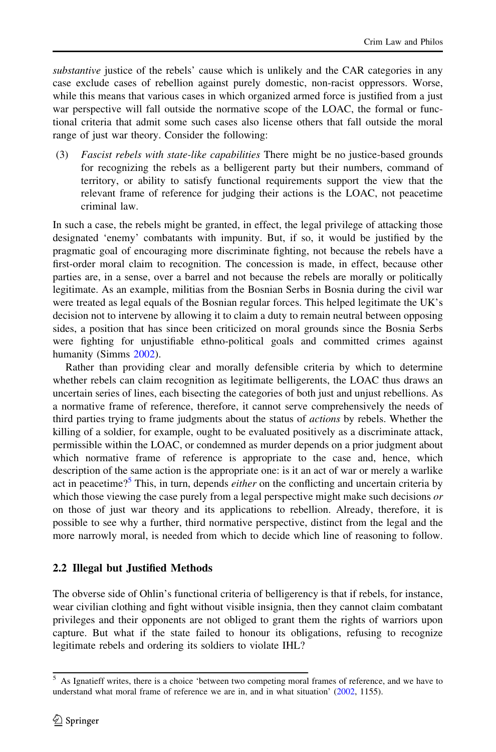*substantive* justice of the rebels' cause which is unlikely and the CAR categories in any case exclude cases of rebellion against purely domestic, non-racist oppressors. Worse, while this means that various cases in which organized armed force is justified from a just war perspective will fall outside the normative scope of the LOAC, the formal or functional criteria that admit some such cases also license others that fall outside the moral range of just war theory. Consider the following:

(3) *Fascist rebels with state-like capabilities* There might be no justice-based grounds for recognizing the rebels as a belligerent party but their numbers, command of territory, or ability to satisfy functional requirements support the view that the relevant frame of reference for judging their actions is the LOAC, not peacetime criminal law.

In such a case, the rebels might be granted, in effect, the legal privilege of attacking those designated 'enemy' combatants with impunity. But, if so, it would be justified by the pragmatic goal of encouraging more discriminate fighting, not because the rebels have a first-order moral claim to recognition. The concession is made, in effect, because other parties are, in a sense, over a barrel and not because the rebels are morally or politically legitimate. As an example, militias from the Bosnian Serbs in Bosnia during the civil war were treated as legal equals of the Bosnian regular forces. This helped legitimate the UK's decision not to intervene by allowing it to claim a duty to remain neutral between opposing sides, a position that has since been criticized on moral grounds since the Bosnia Serbs were fighting for unjustifiable ethno-political goals and committed crimes against humanity (Simms 2002).

Rather than providing clear and morally defensible criteria by which to determine whether rebels can claim recognition as legitimate belligerents, the LOAC thus draws an uncertain series of lines, each bisecting the categories of both just and unjust rebellions. As a normative frame of reference, therefore, it cannot serve comprehensively the needs of third parties trying to frame judgments about the status of *actions* by rebels. Whether the killing of a soldier, for example, ought to be evaluated positively as a discriminate attack, permissible within the LOAC, or condemned as murder depends on a prior judgment about which normative frame of reference is appropriate to the case and, hence, which description of the same action is the appropriate one: is it an act of war or merely a warlike act in peacetime?[5] This, in turn, depends *either* on the conflicting and uncertain criteria by which those viewing the case purely from a legal perspective might make such decisions *or* on those of just war theory and its applications to rebellion. Already, therefore, it is possible to see why a further, third normative perspective, distinct from the legal and the more narrowly moral, is needed from which to decide which line of reasoning to follow.

## 2.2 Illegal but Justified Methods

The obverse side of Ohlin's functional criteria of belligerency is that if rebels, for instance, wear civilian clothing and fight without visible insignia, then they cannot claim combatant privileges and their opponents are not obliged to grant them the rights of warriors upon capture. But what if the state failed to honour its obligations, refusing to recognize legitimate rebels and ordering its soldiers to violate IHL?

[5] As Ignatieff writes, there is a choice 'between two competing moral frames of reference, and we have to understand what moral frame of reference we are in, and in what situation' (2002, 1155).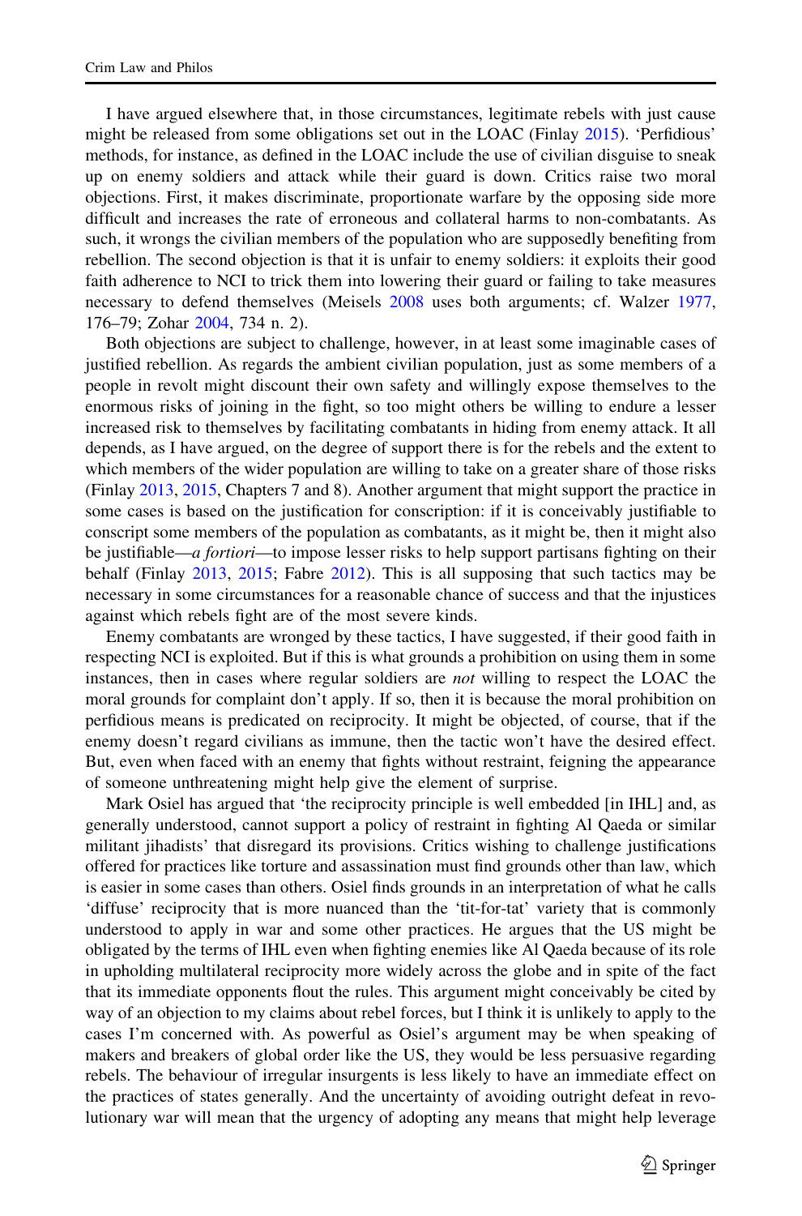I have argued elsewhere that, in those circumstances, legitimate rebels with just cause might be released from some obligations set out in the LOAC (Finlay 2015). 'Perfidious' methods, for instance, as defined in the LOAC include the use of civilian disguise to sneak up on enemy soldiers and attack while their guard is down. Critics raise two moral objections. First, it makes discriminate, proportionate warfare by the opposing side more difficult and increases the rate of erroneous and collateral harms to non-combatants. As such, it wrongs the civilian members of the population who are supposedly benefiting from rebellion. The second objection is that it is unfair to enemy soldiers: it exploits their good faith adherence to NCI to trick them into lowering their guard or failing to take measures necessary to defend themselves (Meisels 2008 uses both arguments; cf. Walzer 1977, 176–79; Zohar 2004, 734 n. 2).

Both objections are subject to challenge, however, in at least some imaginable cases of justified rebellion. As regards the ambient civilian population, just as some members of a people in revolt might discount their own safety and willingly expose themselves to the enormous risks of joining in the fight, so too might others be willing to endure a lesser increased risk to themselves by facilitating combatants in hiding from enemy attack. It all depends, as I have argued, on the degree of support there is for the rebels and the extent to which members of the wider population are willing to take on a greater share of those risks (Finlay 2013, 2015, Chapters 7 and 8). Another argument that might support the practice in some cases is based on the justification for conscription: if it is conceivably justifiable to conscript some members of the population as combatants, as it might be, then it might also be justifiable—*a fortiori*—to impose lesser risks to help support partisans fighting on their behalf (Finlay 2013, 2015; Fabre 2012). This is all supposing that such tactics may be necessary in some circumstances for a reasonable chance of success and that the injustices against which rebels fight are of the most severe kinds.

Enemy combatants are wronged by these tactics, I have suggested, if their good faith in respecting NCI is exploited. But if this is what grounds a prohibition on using them in some instances, then in cases where regular soldiers are *not* willing to respect the LOAC the moral grounds for complaint don't apply. If so, then it is because the moral prohibition on perfidious means is predicated on reciprocity. It might be objected, of course, that if the enemy doesn't regard civilians as immune, then the tactic won't have the desired effect. But, even when faced with an enemy that fights without restraint, feigning the appearance of someone unthreatening might help give the element of surprise.

Mark Osiel has argued that 'the reciprocity principle is well embedded [in IHL] and, as generally understood, cannot support a policy of restraint in fighting Al Qaeda or similar militant jihadists' that disregard its provisions. Critics wishing to challenge justifications offered for practices like torture and assassination must find grounds other than law, which is easier in some cases than others. Osiel finds grounds in an interpretation of what he calls 'diffuse' reciprocity that is more nuanced than the 'tit-for-tat' variety that is commonly understood to apply in war and some other practices. He argues that the US might be obligated by the terms of IHL even when fighting enemies like Al Qaeda because of its role in upholding multilateral reciprocity more widely across the globe and in spite of the fact that its immediate opponents flout the rules. This argument might conceivably be cited by way of an objection to my claims about rebel forces, but I think it is unlikely to apply to the cases I'm concerned with. As powerful as Osiel's argument may be when speaking of makers and breakers of global order like the US, they would be less persuasive regarding rebels. The behaviour of irregular insurgents is less likely to have an immediate effect on the practices of states generally. And the uncertainty of avoiding outright defeat in revolutionary war will mean that the urgency of adopting any means that might help leverage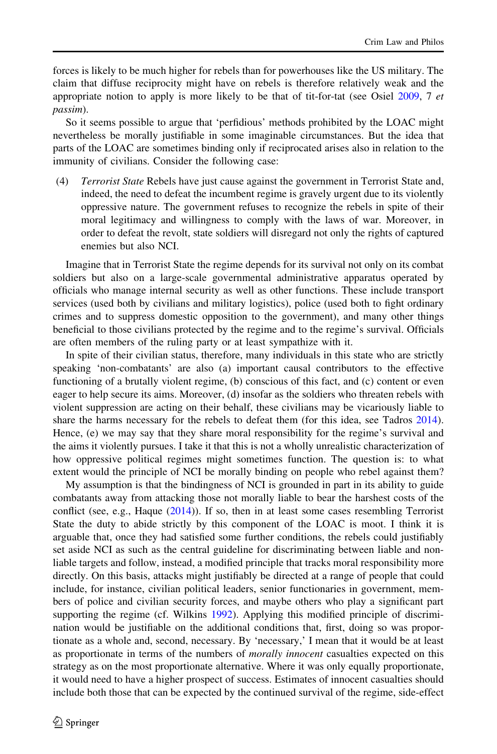forces is likely to be much higher for rebels than for powerhouses like the US military. The claim that diffuse reciprocity might have on rebels is therefore relatively weak and the appropriate notion to apply is more likely to be that of tit-for-tat (see Osiel 2009, 7 *et passim*).

So it seems possible to argue that 'perfidious' methods prohibited by the LOAC might nevertheless be morally justifiable in some imaginable circumstances. But the idea that parts of the LOAC are sometimes binding only if reciprocated arises also in relation to the immunity of civilians. Consider the following case:

(4) *Terrorist State* Rebels have just cause against the government in Terrorist State and, indeed, the need to defeat the incumbent regime is gravely urgent due to its violently oppressive nature. The government refuses to recognize the rebels in spite of their moral legitimacy and willingness to comply with the laws of war. Moreover, in order to defeat the revolt, state soldiers will disregard not only the rights of captured enemies but also NCI.

Imagine that in Terrorist State the regime depends for its survival not only on its combat soldiers but also on a large-scale governmental administrative apparatus operated by officials who manage internal security as well as other functions. These include transport services (used both by civilians and military logistics), police (used both to fight ordinary crimes and to suppress domestic opposition to the government), and many other things beneficial to those civilians protected by the regime and to the regime's survival. Officials are often members of the ruling party or at least sympathize with it.

In spite of their civilian status, therefore, many individuals in this state who are strictly speaking 'non-combatants' are also (a) important causal contributors to the effective functioning of a brutally violent regime, (b) conscious of this fact, and (c) content or even eager to help secure its aims. Moreover, (d) insofar as the soldiers who threaten rebels with violent suppression are acting on their behalf, these civilians may be vicariously liable to share the harms necessary for the rebels to defeat them (for this idea, see Tadros 2014). Hence, (e) we may say that they share moral responsibility for the regime's survival and the aims it violently pursues. I take it that this is not a wholly unrealistic characterization of how oppressive political regimes might sometimes function. The question is: to what extent would the principle of NCI be morally binding on people who rebel against them?

My assumption is that the bindingness of NCI is grounded in part in its ability to guide combatants away from attacking those not morally liable to bear the harshest costs of the conflict (see, e.g., Haque (2014)). If so, then in at least some cases resembling Terrorist State the duty to abide strictly by this component of the LOAC is moot. I think it is arguable that, once they had satisfied some further conditions, the rebels could justifiably set aside NCI as such as the central guideline for discriminating between liable and non-liable targets and follow, instead, a modified principle that tracks moral responsibility more directly. On this basis, attacks might justifiably be directed at a range of people that could include, for instance, civilian political leaders, senior functionaries in government, members of police and civilian security forces, and maybe others who play a significant part supporting the regime (cf. Wilkins 1992). Applying this modified principle of discrimination would be justifiable on the additional conditions that, first, doing so was proportionate as a whole and, second, necessary. By 'necessary,' I mean that it would be at least as proportionate in terms of the numbers of *morally innocent* casualties expected on this strategy as on the most proportionate alternative. Where it was only equally proportionate, it would need to have a higher prospect of success. Estimates of innocent casualties should include both those that can be expected by the continued survival of the regime, side-effect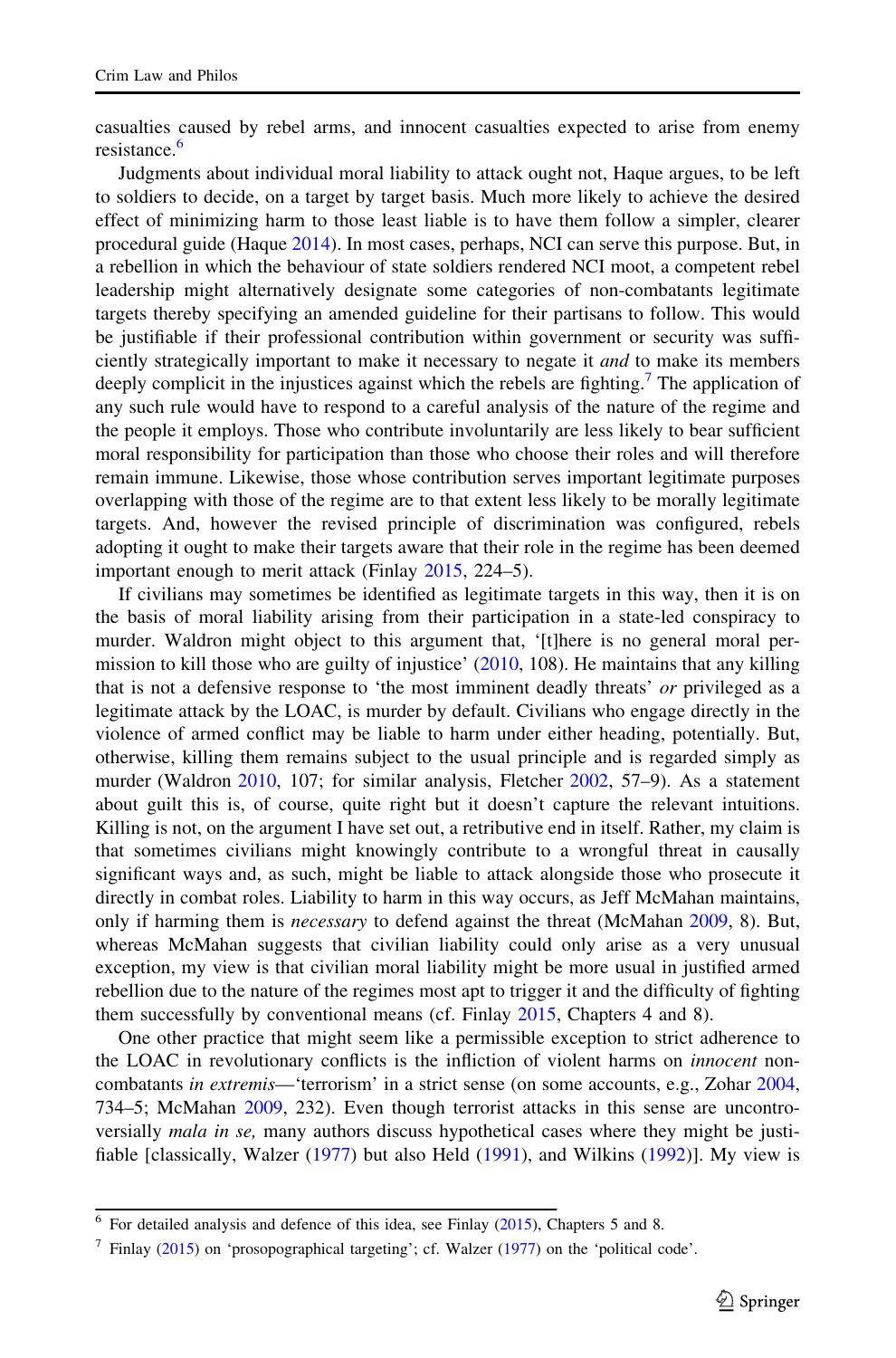casualties caused by rebel arms, and innocent casualties expected to arise from enemy resistance.[6]

Judgments about individual moral liability to attack ought not, Haque argues, to be left to soldiers to decide, on a target by target basis. Much more likely to achieve the desired effect of minimizing harm to those least liable is to have them follow a simpler, clearer procedural guide (Haque 2014). In most cases, perhaps, NCI can serve this purpose. But, in a rebellion in which the behaviour of state soldiers rendered NCI moot, a competent rebel leadership might alternatively designate some categories of non-combatants legitimate targets thereby specifying an amended guideline for their partisans to follow. This would be justifiable if their professional contribution within government or security was sufficiently strategically important to make it necessary to negate it *and* to make its members deeply complicit in the injustices against which the rebels are fighting.[7] The application of any such rule would have to respond to a careful analysis of the nature of the regime and the people it employs. Those who contribute involuntarily are less likely to bear sufficient moral responsibility for participation than those who choose their roles and will therefore remain immune. Likewise, those whose contribution serves important legitimate purposes overlapping with those of the regime are to that extent less likely to be morally legitimate targets. And, however the revised principle of discrimination was configured, rebels adopting it ought to make their targets aware that their role in the regime has been deemed important enough to merit attack (Finlay 2015, 224–5).

If civilians may sometimes be identified as legitimate targets in this way, then it is on the basis of moral liability arising from their participation in a state-led conspiracy to murder. Waldron might object to this argument that, '[t]here is no general moral permission to kill those who are guilty of injustice' (2010, 108). He maintains that any killing that is not a defensive response to 'the most imminent deadly threats' *or* privileged as a legitimate attack by the LOAC, is murder by default. Civilians who engage directly in the violence of armed conflict may be liable to harm under either heading, potentially. But, otherwise, killing them remains subject to the usual principle and is regarded simply as murder (Waldron 2010, 107; for similar analysis, Fletcher 2002, 57–9). As a statement about guilt this is, of course, quite right but it doesn't capture the relevant intuitions. Killing is not, on the argument I have set out, a retributive end in itself. Rather, my claim is that sometimes civilians might knowingly contribute to a wrongful threat in causally significant ways and, as such, might be liable to attack alongside those who prosecute it directly in combat roles. Liability to harm in this way occurs, as Jeff McMahan maintains, only if harming them is *necessary* to defend against the threat (McMahan 2009, 8). But, whereas McMahan suggests that civilian liability could only arise as a very unusual exception, my view is that civilian moral liability might be more usual in justified armed rebellion due to the nature of the regimes most apt to trigger it and the difficulty of fighting them successfully by conventional means (cf. Finlay 2015, Chapters 4 and 8).

One other practice that might seem like a permissible exception to strict adherence to the LOAC in revolutionary conflicts is the infliction of violent harms on *innocent* non-combatants *in extremis*—'terrorism' in a strict sense (on some accounts, e.g., Zohar 2004, 734–5; McMahan 2009, 232). Even though terrorist attacks in this sense are uncontroversially *mala in se,* many authors discuss hypothetical cases where they might be justifiable [classically, Walzer (1977) but also Held (1991), and Wilkins (1992)]. My view is

---

[6] For detailed analysis and defence of this idea, see Finlay (2015), Chapters 5 and 8.

[7] Finlay (2015) on 'prosopographical targeting'; cf. Walzer (1977) on the 'political code'.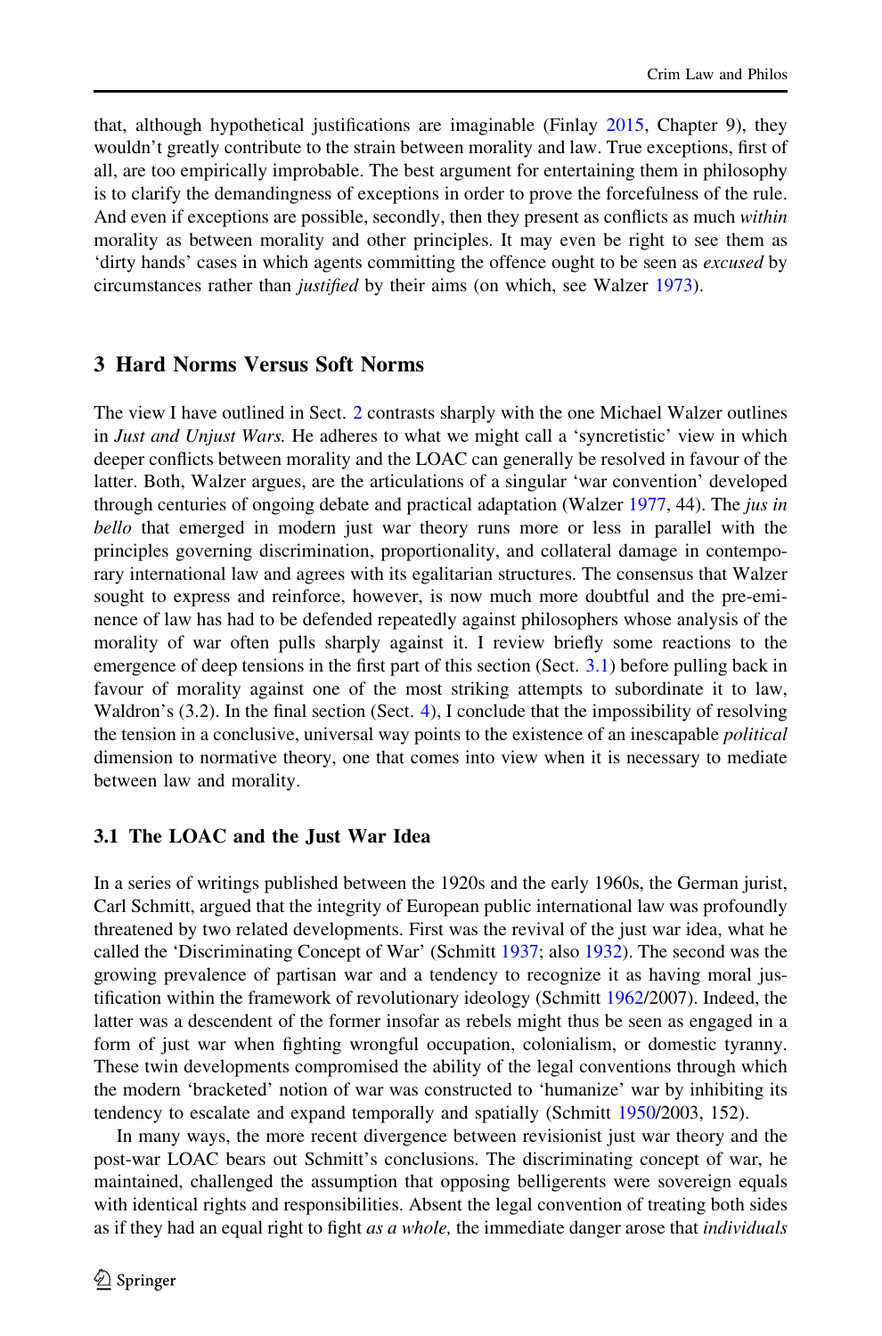that, although hypothetical justifications are imaginable (Finlay 2015, Chapter 9), they wouldn't greatly contribute to the strain between morality and law. True exceptions, first of all, are too empirically improbable. The best argument for entertaining them in philosophy is to clarify the demandingness of exceptions in order to prove the forcefulness of the rule. And even if exceptions are possible, secondly, then they present as conflicts as much *within* morality as between morality and other principles. It may even be right to see them as 'dirty hands' cases in which agents committing the offence ought to be seen as *excused* by circumstances rather than *justified* by their aims (on which, see Walzer 1973).

## 3 Hard Norms Versus Soft Norms

The view I have outlined in Sect. 2 contrasts sharply with the one Michael Walzer outlines in *Just and Unjust Wars.* He adheres to what we might call a 'syncretistic' view in which deeper conflicts between morality and the LOAC can generally be resolved in favour of the latter. Both, Walzer argues, are the articulations of a singular 'war convention' developed through centuries of ongoing debate and practical adaptation (Walzer 1977, 44). The *jus in bello* that emerged in modern just war theory runs more or less in parallel with the principles governing discrimination, proportionality, and collateral damage in contemporary international law and agrees with its egalitarian structures. The consensus that Walzer sought to express and reinforce, however, is now much more doubtful and the pre-eminence of law has had to be defended repeatedly against philosophers whose analysis of the morality of war often pulls sharply against it. I review briefly some reactions to the emergence of deep tensions in the first part of this section (Sect. 3.1) before pulling back in favour of morality against one of the most striking attempts to subordinate it to law, Waldron's (3.2). In the final section (Sect. 4), I conclude that the impossibility of resolving the tension in a conclusive, universal way points to the existence of an inescapable *political* dimension to normative theory, one that comes into view when it is necessary to mediate between law and morality.

### 3.1 The LOAC and the Just War Idea

In a series of writings published between the 1920s and the early 1960s, the German jurist, Carl Schmitt, argued that the integrity of European public international law was profoundly threatened by two related developments. First was the revival of the just war idea, what he called the 'Discriminating Concept of War' (Schmitt 1937; also 1932). The second was the growing prevalence of partisan war and a tendency to recognize it as having moral justification within the framework of revolutionary ideology (Schmitt 1962/2007). Indeed, the latter was a descendent of the former insofar as rebels might thus be seen as engaged in a form of just war when fighting wrongful occupation, colonialism, or domestic tyranny. These twin developments compromised the ability of the legal conventions through which the modern 'bracketed' notion of war was constructed to 'humanize' war by inhibiting its tendency to escalate and expand temporally and spatially (Schmitt 1950/2003, 152).

In many ways, the more recent divergence between revisionist just war theory and the post-war LOAC bears out Schmitt's conclusions. The discriminating concept of war, he maintained, challenged the assumption that opposing belligerents were sovereign equals with identical rights and responsibilities. Absent the legal convention of treating both sides as if they had an equal right to fight *as a whole,* the immediate danger arose that *individuals*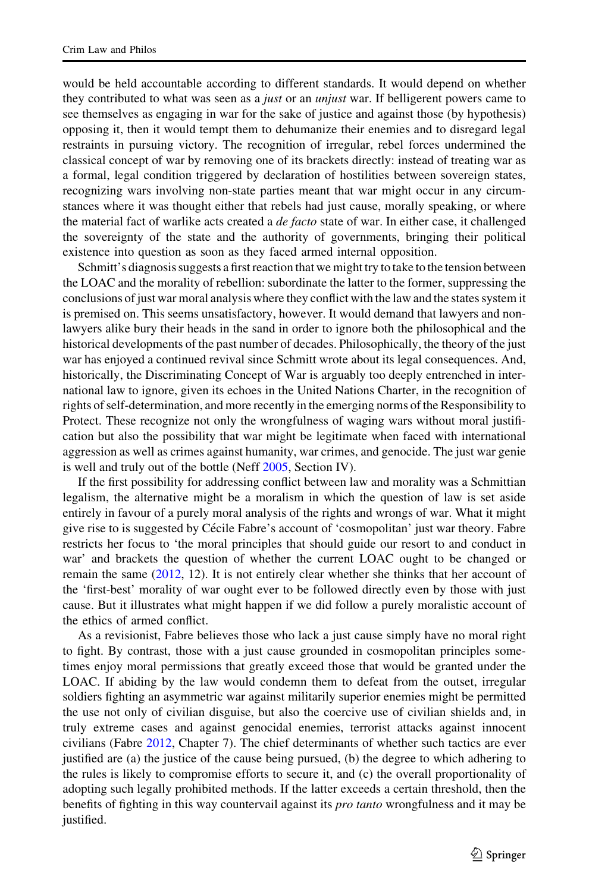would be held accountable according to different standards. It would depend on whether they contributed to what was seen as a *just* or an *unjust* war. If belligerent powers came to see themselves as engaging in war for the sake of justice and against those (by hypothesis) opposing it, then it would tempt them to dehumanize their enemies and to disregard legal restraints in pursuing victory. The recognition of irregular, rebel forces undermined the classical concept of war by removing one of its brackets directly: instead of treating war as a formal, legal condition triggered by declaration of hostilities between sovereign states, recognizing wars involving non-state parties meant that war might occur in any circumstances where it was thought either that rebels had just cause, morally speaking, or where the material fact of warlike acts created a *de facto* state of war. In either case, it challenged the sovereignty of the state and the authority of governments, bringing their political existence into question as soon as they faced armed internal opposition.

Schmitt's diagnosis suggests a first reaction that we might try to take to the tension between the LOAC and the morality of rebellion: subordinate the latter to the former, suppressing the conclusions of just war moral analysis where they conflict with the law and the states system it is premised on. This seems unsatisfactory, however. It would demand that lawyers and non-lawyers alike bury their heads in the sand in order to ignore both the philosophical and the historical developments of the past number of decades. Philosophically, the theory of the just war has enjoyed a continued revival since Schmitt wrote about its legal consequences. And, historically, the Discriminating Concept of War is arguably too deeply entrenched in international law to ignore, given its echoes in the United Nations Charter, in the recognition of rights of self-determination, and more recently in the emerging norms of the Responsibility to Protect. These recognize not only the wrongfulness of waging wars without moral justification but also the possibility that war might be legitimate when faced with international aggression as well as crimes against humanity, war crimes, and genocide. The just war genie is well and truly out of the bottle (Neff 2005, Section IV).

If the first possibility for addressing conflict between law and morality was a Schmittian legalism, the alternative might be a moralism in which the question of law is set aside entirely in favour of a purely moral analysis of the rights and wrongs of war. What it might give rise to is suggested by Cécile Fabre's account of 'cosmopolitan' just war theory. Fabre restricts her focus to 'the moral principles that should guide our resort to and conduct in war' and brackets the question of whether the current LOAC ought to be changed or remain the same (2012, 12). It is not entirely clear whether she thinks that her account of the 'first-best' morality of war ought ever to be followed directly even by those with just cause. But it illustrates what might happen if we did follow a purely moralistic account of the ethics of armed conflict.

As a revisionist, Fabre believes those who lack a just cause simply have no moral right to fight. By contrast, those with a just cause grounded in cosmopolitan principles sometimes enjoy moral permissions that greatly exceed those that would be granted under the LOAC. If abiding by the law would condemn them to defeat from the outset, irregular soldiers fighting an asymmetric war against militarily superior enemies might be permitted the use not only of civilian disguise, but also the coercive use of civilian shields and, in truly extreme cases and against genocidal enemies, terrorist attacks against innocent civilians (Fabre 2012, Chapter 7). The chief determinants of whether such tactics are ever justified are (a) the justice of the cause being pursued, (b) the degree to which adhering to the rules is likely to compromise efforts to secure it, and (c) the overall proportionality of adopting such legally prohibited methods. If the latter exceeds a certain threshold, then the benefits of fighting in this way countervail against its *pro tanto* wrongfulness and it may be justified.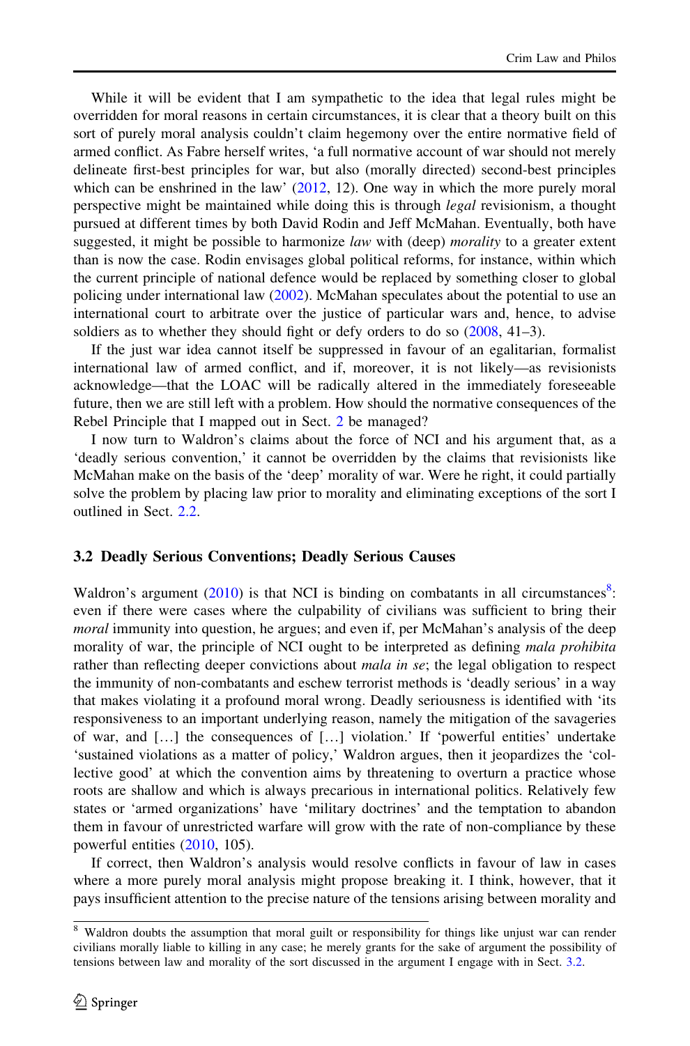While it will be evident that I am sympathetic to the idea that legal rules might be overridden for moral reasons in certain circumstances, it is clear that a theory built on this sort of purely moral analysis couldn't claim hegemony over the entire normative field of armed conflict. As Fabre herself writes, 'a full normative account of war should not merely delineate first-best principles for war, but also (morally directed) second-best principles which can be enshrined in the law' (2012, 12). One way in which the more purely moral perspective might be maintained while doing this is through *legal* revisionism, a thought pursued at different times by both David Rodin and Jeff McMahan. Eventually, both have suggested, it might be possible to harmonize *law* with (deep) *morality* to a greater extent than is now the case. Rodin envisages global political reforms, for instance, within which the current principle of national defence would be replaced by something closer to global policing under international law (2002). McMahan speculates about the potential to use an international court to arbitrate over the justice of particular wars and, hence, to advise soldiers as to whether they should fight or defy orders to do so (2008, 41–3).

If the just war idea cannot itself be suppressed in favour of an egalitarian, formalist international law of armed conflict, and if, moreover, it is not likely—as revisionists acknowledge—that the LOAC will be radically altered in the immediately foreseeable future, then we are still left with a problem. How should the normative consequences of the Rebel Principle that I mapped out in Sect. 2 be managed?

I now turn to Waldron's claims about the force of NCI and his argument that, as a 'deadly serious convention,' it cannot be overridden by the claims that revisionists like McMahan make on the basis of the 'deep' morality of war. Were he right, it could partially solve the problem by placing law prior to morality and eliminating exceptions of the sort I outlined in Sect. 2.2.

### 3.2 Deadly Serious Conventions; Deadly Serious Causes

Waldron's argument (2010) is that NCI is binding on combatants in all circumstances[8]: even if there were cases where the culpability of civilians was sufficient to bring their *moral* immunity into question, he argues; and even if, per McMahan's analysis of the deep morality of war, the principle of NCI ought to be interpreted as defining *mala prohibita* rather than reflecting deeper convictions about *mala in se*; the legal obligation to respect the immunity of non-combatants and eschew terrorist methods is 'deadly serious' in a way that makes violating it a profound moral wrong. Deadly seriousness is identified with 'its responsiveness to an important underlying reason, namely the mitigation of the savageries of war, and […] the consequences of […] violation.' If 'powerful entities' undertake 'sustained violations as a matter of policy,' Waldron argues, then it jeopardizes the 'collective good' at which the convention aims by threatening to overturn a practice whose roots are shallow and which is always precarious in international politics. Relatively few states or 'armed organizations' have 'military doctrines' and the temptation to abandon them in favour of unrestricted warfare will grow with the rate of non-compliance by these powerful entities (2010, 105).

If correct, then Waldron's analysis would resolve conflicts in favour of law in cases where a more purely moral analysis might propose breaking it. I think, however, that it pays insufficient attention to the precise nature of the tensions arising between morality and

---

[8] Waldron doubts the assumption that moral guilt or responsibility for things like unjust war can render civilians morally liable to killing in any case; he merely grants for the sake of argument the possibility of tensions between law and morality of the sort discussed in the argument I engage with in Sect. 3.2.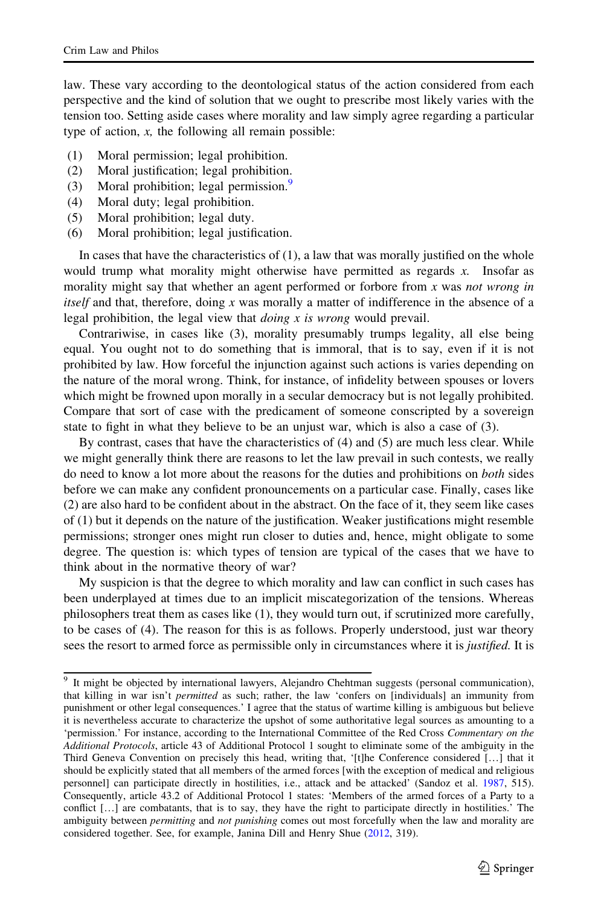law. These vary according to the deontological status of the action considered from each perspective and the kind of solution that we ought to prescribe most likely varies with the tension too. Setting aside cases where morality and law simply agree regarding a particular type of action, *x*, the following all remain possible:

(1) Moral permission; legal prohibition.
(2) Moral justification; legal prohibition.
(3) Moral prohibition; legal permission.[9]
(4) Moral duty; legal prohibition.
(5) Moral prohibition; legal duty.
(6) Moral prohibition; legal justification.

In cases that have the characteristics of (1), a law that was morally justified on the whole would trump what morality might otherwise have permitted as regards *x*. Insofar as morality might say that whether an agent performed or forbore from *x* was *not wrong in itself* and that, therefore, doing *x* was morally a matter of indifference in the absence of a legal prohibition, the legal view that *doing x is wrong* would prevail.

Contrariwise, in cases like (3), morality presumably trumps legality, all else being equal. You ought not to do something that is immoral, that is to say, even if it is not prohibited by law. How forceful the injunction against such actions is varies depending on the nature of the moral wrong. Think, for instance, of infidelity between spouses or lovers which might be frowned upon morally in a secular democracy but is not legally prohibited. Compare that sort of case with the predicament of someone conscripted by a sovereign state to fight in what they believe to be an unjust war, which is also a case of (3).

By contrast, cases that have the characteristics of (4) and (5) are much less clear. While we might generally think there are reasons to let the law prevail in such contests, we really do need to know a lot more about the reasons for the duties and prohibitions on *both* sides before we can make any confident pronouncements on a particular case. Finally, cases like (2) are also hard to be confident about in the abstract. On the face of it, they seem like cases of (1) but it depends on the nature of the justification. Weaker justifications might resemble permissions; stronger ones might run closer to duties and, hence, might obligate to some degree. The question is: which types of tension are typical of the cases that we have to think about in the normative theory of war?

My suspicion is that the degree to which morality and law can conflict in such cases has been underplayed at times due to an implicit miscategorization of the tensions. Whereas philosophers treat them as cases like (1), they would turn out, if scrutinized more carefully, to be cases of (4). The reason for this is as follows. Properly understood, just war theory sees the resort to armed force as permissible only in circumstances where it is *justified*. It is

---

[9] It might be objected by international lawyers, Alejandro Chehtman suggests (personal communication), that killing in war isn't *permitted* as such; rather, the law 'confers on [individuals] an immunity from punishment or other legal consequences.' I agree that the status of wartime killing is ambiguous but believe it is nevertheless accurate to characterize the upshot of some authoritative legal sources as amounting to a 'permission.' For instance, according to the International Committee of the Red Cross *Commentary on the Additional Protocols*, article 43 of Additional Protocol 1 sought to eliminate some of the ambiguity in the Third Geneva Convention on precisely this head, writing that, '[t]he Conference considered […] that it should be explicitly stated that all members of the armed forces [with the exception of medical and religious personnel] can participate directly in hostilities, i.e., attack and be attacked' (Sandoz et al. 1987, 515). Consequently, article 43.2 of Additional Protocol 1 states: 'Members of the armed forces of a Party to a conflict […] are combatants, that is to say, they have the right to participate directly in hostilities.' The ambiguity between *permitting* and *not punishing* comes out most forcefully when the law and morality are considered together. See, for example, Janina Dill and Henry Shue (2012, 319).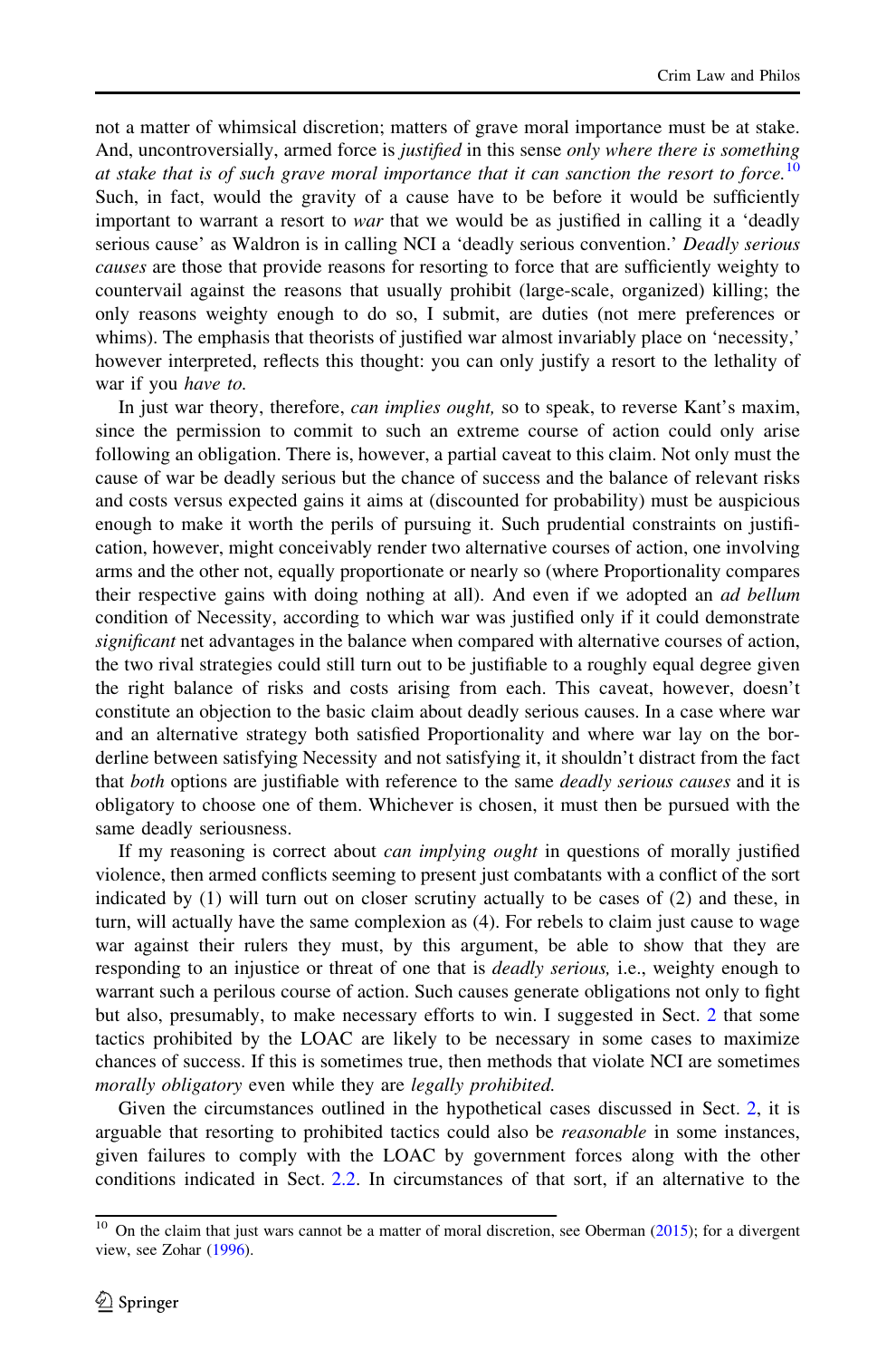not a matter of whimsical discretion; matters of grave moral importance must be at stake. And, uncontroversially, armed force is *justified* in this sense *only where there is something at stake that is of such grave moral importance that it can sanction the resort to force.*[10] Such, in fact, would the gravity of a cause have to be before it would be sufficiently important to warrant a resort to *war* that we would be as justified in calling it a 'deadly serious cause' as Waldron is in calling NCI a 'deadly serious convention.' *Deadly serious causes* are those that provide reasons for resorting to force that are sufficiently weighty to countervail against the reasons that usually prohibit (large-scale, organized) killing; the only reasons weighty enough to do so, I submit, are duties (not mere preferences or whims). The emphasis that theorists of justified war almost invariably place on 'necessity,' however interpreted, reflects this thought: you can only justify a resort to the lethality of war if you *have to.*

In just war theory, therefore, *can implies ought,* so to speak, to reverse Kant's maxim, since the permission to commit to such an extreme course of action could only arise following an obligation. There is, however, a partial caveat to this claim. Not only must the cause of war be deadly serious but the chance of success and the balance of relevant risks and costs versus expected gains it aims at (discounted for probability) must be auspicious enough to make it worth the perils of pursuing it. Such prudential constraints on justification, however, might conceivably render two alternative courses of action, one involving arms and the other not, equally proportionate or nearly so (where Proportionality compares their respective gains with doing nothing at all). And even if we adopted an *ad bellum* condition of Necessity, according to which war was justified only if it could demonstrate *significant* net advantages in the balance when compared with alternative courses of action, the two rival strategies could still turn out to be justifiable to a roughly equal degree given the right balance of risks and costs arising from each. This caveat, however, doesn't constitute an objection to the basic claim about deadly serious causes. In a case where war and an alternative strategy both satisfied Proportionality and where war lay on the borderline between satisfying Necessity and not satisfying it, it shouldn't distract from the fact that *both* options are justifiable with reference to the same *deadly serious causes* and it is obligatory to choose one of them. Whichever is chosen, it must then be pursued with the same deadly seriousness.

If my reasoning is correct about *can implying ought* in questions of morally justified violence, then armed conflicts seeming to present just combatants with a conflict of the sort indicated by (1) will turn out on closer scrutiny actually to be cases of (2) and these, in turn, will actually have the same complexion as (4). For rebels to claim just cause to wage war against their rulers they must, by this argument, be able to show that they are responding to an injustice or threat of one that is *deadly serious,* i.e., weighty enough to warrant such a perilous course of action. Such causes generate obligations not only to fight but also, presumably, to make necessary efforts to win. I suggested in Sect. 2 that some tactics prohibited by the LOAC are likely to be necessary in some cases to maximize chances of success. If this is sometimes true, then methods that violate NCI are sometimes *morally obligatory* even while they are *legally prohibited.*

Given the circumstances outlined in the hypothetical cases discussed in Sect. 2, it is arguable that resorting to prohibited tactics could also be *reasonable* in some instances, given failures to comply with the LOAC by government forces along with the other conditions indicated in Sect. 2.2. In circumstances of that sort, if an alternative to the

---

[10] On the claim that just wars cannot be a matter of moral discretion, see Oberman (2015); for a divergent view, see Zohar (1996).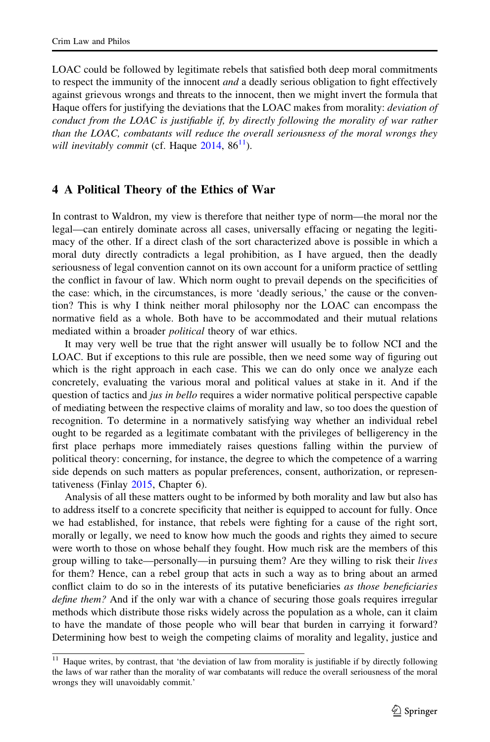LOAC could be followed by legitimate rebels that satisfied both deep moral commitments to respect the immunity of the innocent *and* a deadly serious obligation to fight effectively against grievous wrongs and threats to the innocent, then we might invert the formula that Haque offers for justifying the deviations that the LOAC makes from morality: *deviation of conduct from the LOAC is justifiable if, by directly following the morality of war rather than the LOAC, combatants will reduce the overall seriousness of the moral wrongs they will inevitably commit* (cf. Haque 2014, 86[11]).

## 4 A Political Theory of the Ethics of War

In contrast to Waldron, my view is therefore that neither type of norm—the moral nor the legal—can entirely dominate across all cases, universally effacing or negating the legitimacy of the other. If a direct clash of the sort characterized above is possible in which a moral duty directly contradicts a legal prohibition, as I have argued, then the deadly seriousness of legal convention cannot on its own account for a uniform practice of settling the conflict in favour of law. Which norm ought to prevail depends on the specificities of the case: which, in the circumstances, is more 'deadly serious,' the cause or the convention? This is why I think neither moral philosophy nor the LOAC can encompass the normative field as a whole. Both have to be accommodated and their mutual relations mediated within a broader *political* theory of war ethics.

It may very well be true that the right answer will usually be to follow NCI and the LOAC. But if exceptions to this rule are possible, then we need some way of figuring out which is the right approach in each case. This we can do only once we analyze each concretely, evaluating the various moral and political values at stake in it. And if the question of tactics and *jus in bello* requires a wider normative political perspective capable of mediating between the respective claims of morality and law, so too does the question of recognition. To determine in a normatively satisfying way whether an individual rebel ought to be regarded as a legitimate combatant with the privileges of belligerency in the first place perhaps more immediately raises questions falling within the purview of political theory: concerning, for instance, the degree to which the competence of a warring side depends on such matters as popular preferences, consent, authorization, or representativeness (Finlay 2015, Chapter 6).

Analysis of all these matters ought to be informed by both morality and law but also has to address itself to a concrete specificity that neither is equipped to account for fully. Once we had established, for instance, that rebels were fighting for a cause of the right sort, morally or legally, we need to know how much the goods and rights they aimed to secure were worth to those on whose behalf they fought. How much risk are the members of this group willing to take—personally—in pursuing them? Are they willing to risk their *lives* for them? Hence, can a rebel group that acts in such a way as to bring about an armed conflict claim to do so in the interests of its putative beneficiaries *as those beneficiaries define them?* And if the only war with a chance of securing those goals requires irregular methods which distribute those risks widely across the population as a whole, can it claim to have the mandate of those people who will bear that burden in carrying it forward? Determining how best to weigh the competing claims of morality and legality, justice and

[11] Haque writes, by contrast, that 'the deviation of law from morality is justifiable if by directly following the laws of war rather than the morality of war combatants will reduce the overall seriousness of the moral wrongs they will unavoidably commit.'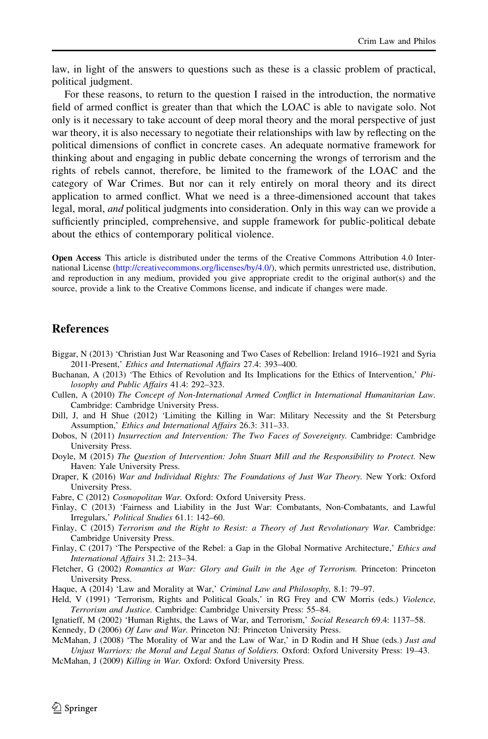law, in light of the answers to questions such as these is a classic problem of practical, political judgment.

For these reasons, to return to the question I raised in the introduction, the normative field of armed conflict is greater than that which the LOAC is able to navigate solo. Not only is it necessary to take account of deep moral theory and the moral perspective of just war theory, it is also necessary to negotiate their relationships with law by reflecting on the political dimensions of conflict in concrete cases. An adequate normative framework for thinking about and engaging in public debate concerning the wrongs of terrorism and the rights of rebels cannot, therefore, be limited to the framework of the LOAC and the category of War Crimes. But nor can it rely entirely on moral theory and its direct application to armed conflict. What we need is a three-dimensioned account that takes legal, moral, *and* political judgments into consideration. Only in this way can we provide a sufficiently principled, comprehensive, and supple framework for public-political debate about the ethics of contemporary political violence.

**Open Access** This article is distributed under the terms of the Creative Commons Attribution 4.0 International License (http://creativecommons.org/licenses/by/4.0/), which permits unrestricted use, distribution, and reproduction in any medium, provided you give appropriate credit to the original author(s) and the source, provide a link to the Creative Commons license, and indicate if changes were made.

## References

Biggar, N (2013) 'Christian Just War Reasoning and Two Cases of Rebellion: Ireland 1916–1921 and Syria 2011-Present,' *Ethics and International Affairs* 27.4: 393–400.

Buchanan, A (2013) 'The Ethics of Revolution and Its Implications for the Ethics of Intervention,' *Philosophy and Public Affairs* 41.4: 292–323.

Cullen, A (2010) *The Concept of Non-International Armed Conflict in International Humanitarian Law*. Cambridge: Cambridge University Press.

Dill, J, and H Shue (2012) 'Limiting the Killing in War: Military Necessity and the St Petersburg Assumption,' *Ethics and International Affairs* 26.3: 311–33.

Dobos, N (2011) *Insurrection and Intervention: The Two Faces of Sovereignty*. Cambridge: Cambridge University Press.

Doyle, M (2015) *The Question of Intervention: John Stuart Mill and the Responsibility to Protect*. New Haven: Yale University Press.

Draper, K (2016) *War and Individual Rights: The Foundations of Just War Theory*. New York: Oxford University Press.

Fabre, C (2012) *Cosmopolitan War*. Oxford: Oxford University Press.

Finlay, C (2013) 'Fairness and Liability in the Just War: Combatants, Non-Combatants, and Lawful Irregulars,' *Political Studies* 61.1: 142–60.

Finlay, C (2015) *Terrorism and the Right to Resist: a Theory of Just Revolutionary War*. Cambridge: Cambridge University Press.

Finlay, C (2017) 'The Perspective of the Rebel: a Gap in the Global Normative Architecture,' *Ethics and International Affairs* 31.2: 213–34.

Fletcher, G (2002) *Romantics at War: Glory and Guilt in the Age of Terrorism*. Princeton: Princeton University Press.

Haque, A (2014) 'Law and Morality at War,' *Criminal Law and Philosophy,* 8.1: 79–97.

Held, V (1991) 'Terrorism, Rights and Political Goals,' in RG Frey and CW Morris (eds.) *Violence, Terrorism and Justice*. Cambridge: Cambridge University Press: 55–84.

Ignatieff, M (2002) 'Human Rights, the Laws of War, and Terrorism,' *Social Research* 69.4: 1137–58.

Kennedy, D (2006) *Of Law and War*. Princeton NJ: Princeton University Press.

McMahan, J (2008) 'The Morality of War and the Law of War,' in D Rodin and H Shue (eds.) *Just and Unjust Warriors: the Moral and Legal Status of Soldiers*. Oxford: Oxford University Press: 19–43.

McMahan, J (2009) *Killing in War*. Oxford: Oxford University Press.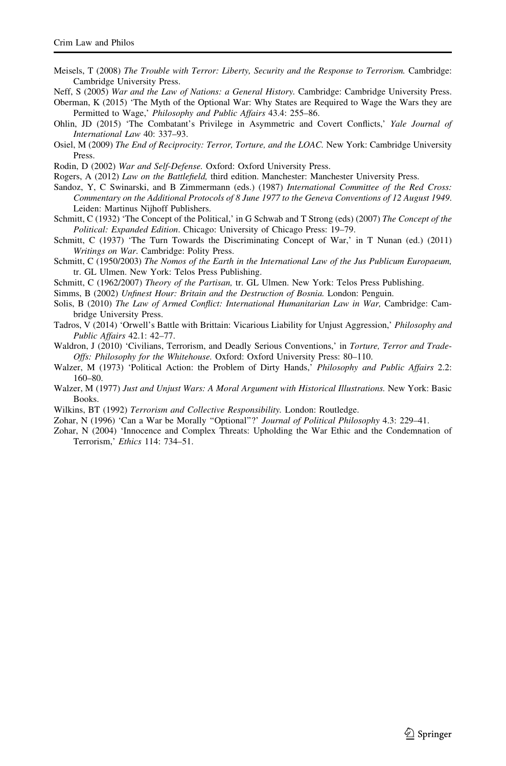Meisels, T (2008) *The Trouble with Terror: Liberty, Security and the Response to Terrorism.* Cambridge: Cambridge University Press.

Neff, S (2005) *War and the Law of Nations: a General History.* Cambridge: Cambridge University Press.

Oberman, K (2015) 'The Myth of the Optional War: Why States are Required to Wage the Wars they are Permitted to Wage,' *Philosophy and Public Affairs* 43.4: 255–86.

Ohlin, JD (2015) 'The Combatant's Privilege in Asymmetric and Covert Conflicts,' *Yale Journal of International Law* 40: 337–93.

Osiel, M (2009) *The End of Reciprocity: Terror, Torture, and the LOAC.* New York: Cambridge University Press.

Rodin, D (2002) *War and Self-Defense.* Oxford: Oxford University Press.

Rogers, A (2012) *Law on the Battlefield,* third edition. Manchester: Manchester University Press.

Sandoz, Y, C Swinarski, and B Zimmermann (eds.) (1987) *International Committee of the Red Cross: Commentary on the Additional Protocols of 8 June 1977 to the Geneva Conventions of 12 August 1949.* Leiden: Martinus Nijhoff Publishers.

Schmitt, C (1932) 'The Concept of the Political,' in G Schwab and T Strong (eds) (2007) *The Concept of the Political: Expanded Edition*. Chicago: University of Chicago Press: 19–79.

Schmitt, C (1937) 'The Turn Towards the Discriminating Concept of War,' in T Nunan (ed.) (2011) *Writings on War*. Cambridge: Polity Press.

Schmitt, C (1950/2003) *The Nomos of the Earth in the International Law of the Jus Publicum Europaeum,* tr. GL Ulmen. New York: Telos Press Publishing.

Schmitt, C (1962/2007) *Theory of the Partisan,* tr. GL Ulmen. New York: Telos Press Publishing.

Simms, B (2002) *Unfinest Hour: Britain and the Destruction of Bosnia.* London: Penguin.

Solis, B (2010) *The Law of Armed Conflict: International Humanitarian Law in War,* Cambridge: Cambridge University Press.

Tadros, V (2014) 'Orwell's Battle with Brittain: Vicarious Liability for Unjust Aggression,' *Philosophy and Public Affairs* 42.1: 42–77.

Waldron, J (2010) 'Civilians, Terrorism, and Deadly Serious Conventions,' in *Torture, Terror and Trade-Offs: Philosophy for the Whitehouse.* Oxford: Oxford University Press: 80–110.

Walzer, M (1973) 'Political Action: the Problem of Dirty Hands,' *Philosophy and Public Affairs* 2.2: 160–80.

Walzer, M (1977) *Just and Unjust Wars: A Moral Argument with Historical Illustrations.* New York: Basic Books.

Wilkins, BT (1992) *Terrorism and Collective Responsibility.* London: Routledge.

Zohar, N (1996) 'Can a War be Morally "Optional"?' *Journal of Political Philosophy* 4.3: 229–41.

Zohar, N (2004) 'Innocence and Complex Threats: Upholding the War Ethic and the Condemnation of Terrorism,' *Ethics* 114: 734–51.